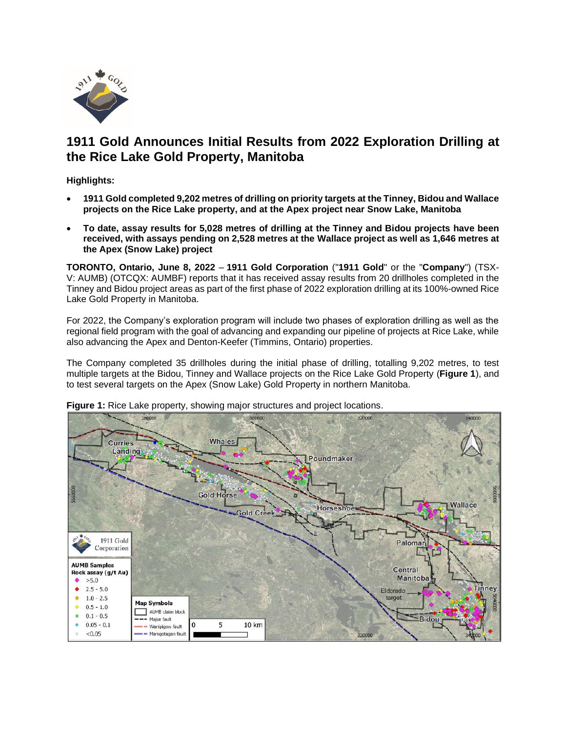# 1911 Gold Announces Initial Results from 2022 Exploration Drilling at the Rice Lake Gold Property, Manitoba

**Highlights:**

- **1911 Gold completed 9,202 metres of drilling on priority targets at the Tinney, Bidou and Wallace projects on the Rice Lake property, and at the Apex project near Snow Lake, Manitoba**
- **To date, assay results for 5,028 metres of drilling at the Tinney and Bidou projects have been received, with assays pending on 2,528 metres at the Wallace project as well as 1,646 metres at the Apex (Snow Lake) project**

**TORONTO, Ontario, June 8, 2022** – **1911 Gold Corporation** ("**1911 Gold**" or the "**Company**") (TSX-V: AUMB) (OTCQX: AUMBF) reports that it has received assay results from 20 drillholes completed in the Tinney and Bidou project areas as part of the first phase of 2022 exploration drilling at its 100%-owned Rice Lake Gold Property in Manitoba.

For 2022, the Company's exploration program will include two phases of exploration drilling as well as the regional field program with the goal of advancing and expanding our pipeline of projects at Rice Lake, while also advancing the Apex and Denton-Keefer (Timmins, Ontario) properties.

The Company completed 35 drillholes during the initial phase of drilling, totalling 9,202 metres, to test multiple targets at the Bidou, Tinney and Wallace projects on the Rice Lake Gold Property (**Figure 1**), and to test several targets on the Apex (Snow Lake) Gold Property in northern Manitoba.

**Figure 1:** Rice Lake property, showing major structures and project locations.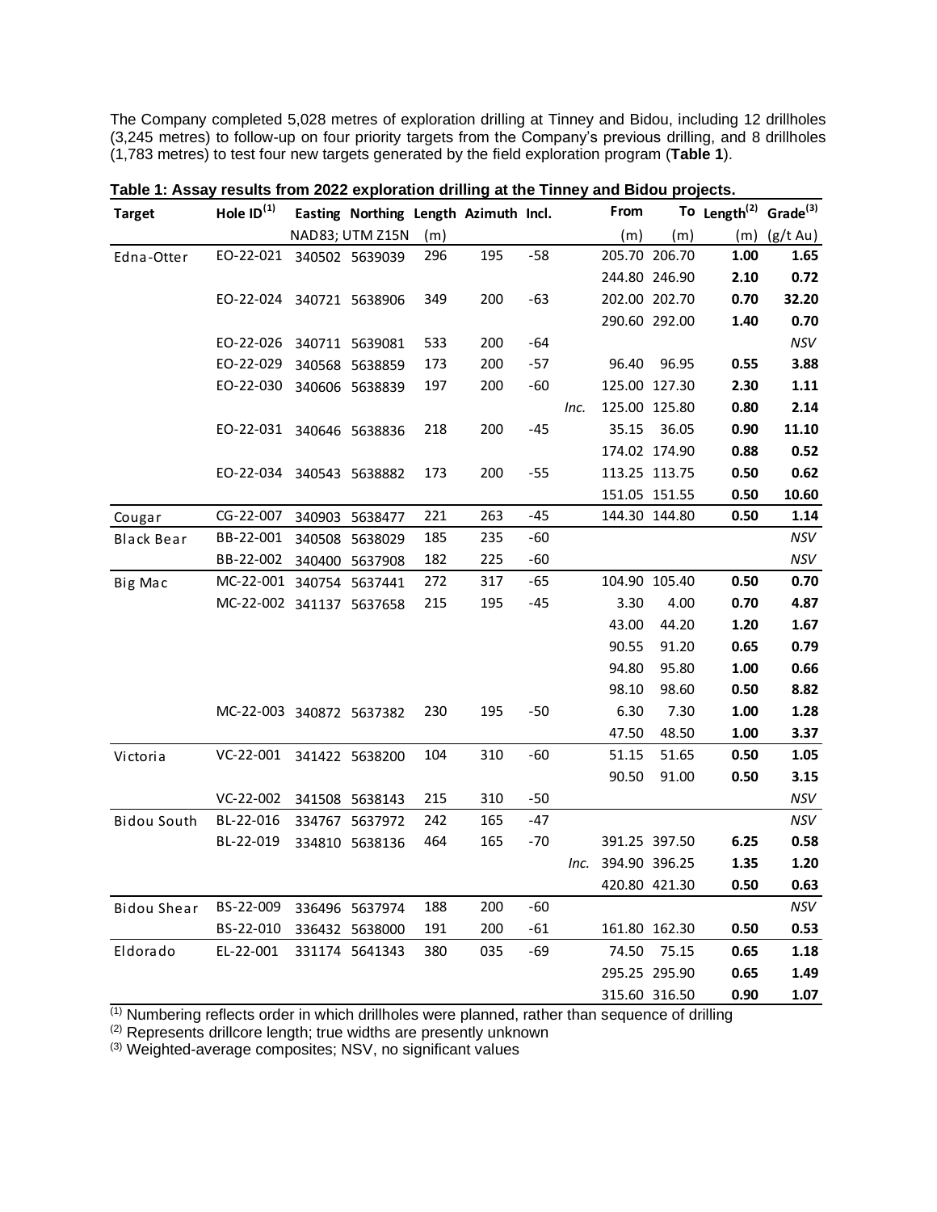The Company completed 5,028 metres of exploration drilling at Tinney and Bidou, including 12 drillholes (3,245 metres) to follow-up on four priority targets from the Company's previous drilling, and 8 drillholes (1,783 metres) to test four new targets generated by the field exploration program (**Table 1**).

**Table 1: Assay results from 2022 exploration drilling at the Tinney and Bidou projects.**

| Target | Hole ID[1] | Easting | Northing | Length | Azimuth | Incl. | | From | To | Length[2] | Grade[3] |
|---|---|---|---|---|---|---|---|---|---|---|---|
| | | NAD83; UTM Z15N | | (m) | | | | (m) | (m) | (m) | (g/t Au) |
| Edna-Otter | EO-22-021 | 340502 | 5639039 | 296 | 195 | -58 | | 205.70 | 206.70 | **1.00** | **1.65** |
| | | | | | | | | 244.80 | 246.90 | **2.10** | **0.72** |
| | EO-22-024 | 340721 | 5638906 | 349 | 200 | -63 | | 202.00 | 202.70 | **0.70** | **32.20** |
| | | | | | | | | 290.60 | 292.00 | **1.40** | **0.70** |
| | EO-22-026 | 340711 | 5639081 | 533 | 200 | -64 | | | | | *NSV* |
| | EO-22-029 | 340568 | 5638859 | 173 | 200 | -57 | | 96.40 | 96.95 | **0.55** | **3.88** |
| | EO-22-030 | 340606 | 5638839 | 197 | 200 | -60 | | 125.00 | 127.30 | **2.30** | **1.11** |
| | | | | | | | *Inc.* | 125.00 | 125.80 | **0.80** | **2.14** |
| | EO-22-031 | 340646 | 5638836 | 218 | 200 | -45 | | 35.15 | 36.05 | **0.90** | **11.10** |
| | | | | | | | | 174.02 | 174.90 | **0.88** | **0.52** |
| | EO-22-034 | 340543 | 5638882 | 173 | 200 | -55 | | 113.25 | 113.75 | **0.50** | **0.62** |
| | | | | | | | | 151.05 | 151.55 | **0.50** | **10.60** |
| Cougar | CG-22-007 | 340903 | 5638477 | 221 | 263 | -45 | | 144.30 | 144.80 | **0.50** | **1.14** |
| Black Bear | BB-22-001 | 340508 | 5638029 | 185 | 235 | -60 | | | | | *NSV* |
| | BB-22-002 | 340400 | 5637908 | 182 | 225 | -60 | | | | | *NSV* |
| Big Mac | MC-22-001 | 340754 | 5637441 | 272 | 317 | -65 | | 104.90 | 105.40 | **0.50** | **0.70** |
| | MC-22-002 | 341137 | 5637658 | 215 | 195 | -45 | | 3.30 | 4.00 | **0.70** | **4.87** |
| | | | | | | | | 43.00 | 44.20 | **1.20** | **1.67** |
| | | | | | | | | 90.55 | 91.20 | **0.65** | **0.79** |
| | | | | | | | | 94.80 | 95.80 | **1.00** | **0.66** |
| | | | | | | | | 98.10 | 98.60 | **0.50** | **8.82** |
| | MC-22-003 | 340872 | 5637382 | 230 | 195 | -50 | | 6.30 | 7.30 | **1.00** | **1.28** |
| | | | | | | | | 47.50 | 48.50 | **1.00** | **3.37** |
| Victoria | VC-22-001 | 341422 | 5638200 | 104 | 310 | -60 | | 51.15 | 51.65 | **0.50** | **1.05** |
| | | | | | | | | 90.50 | 91.00 | **0.50** | **3.15** |
| | VC-22-002 | 341508 | 5638143 | 215 | 310 | -50 | | | | | *NSV* |
| Bidou South | BL-22-016 | 334767 | 5637972 | 242 | 165 | -47 | | | | | *NSV* |
| | BL-22-019 | 334810 | 5638136 | 464 | 165 | -70 | | 391.25 | 397.50 | **6.25** | **0.58** |
| | | | | | | | *Inc.* | 394.90 | 396.25 | **1.35** | **1.20** |
| | | | | | | | | 420.80 | 421.30 | **0.50** | **0.63** |
| Bidou Shear | BS-22-009 | 336496 | 5637974 | 188 | 200 | -60 | | | | | *NSV* |
| | BS-22-010 | 336432 | 5638000 | 191 | 200 | -61 | | 161.80 | 162.30 | **0.50** | **0.53** |
| Eldorado | EL-22-001 | 331174 | 5641343 | 380 | 035 | -69 | | 74.50 | 75.15 | **0.65** | **1.18** |
| | | | | | | | | 295.25 | 295.90 | **0.65** | **1.49** |
| | | | | | | | | 315.60 | 316.50 | **0.90** | **1.07** |

(1) Numbering reflects order in which drillholes were planned, rather than sequence of drilling

(2) Represents drillcore length; true widths are presently unknown

(3) Weighted-average composites; NSV, no significant values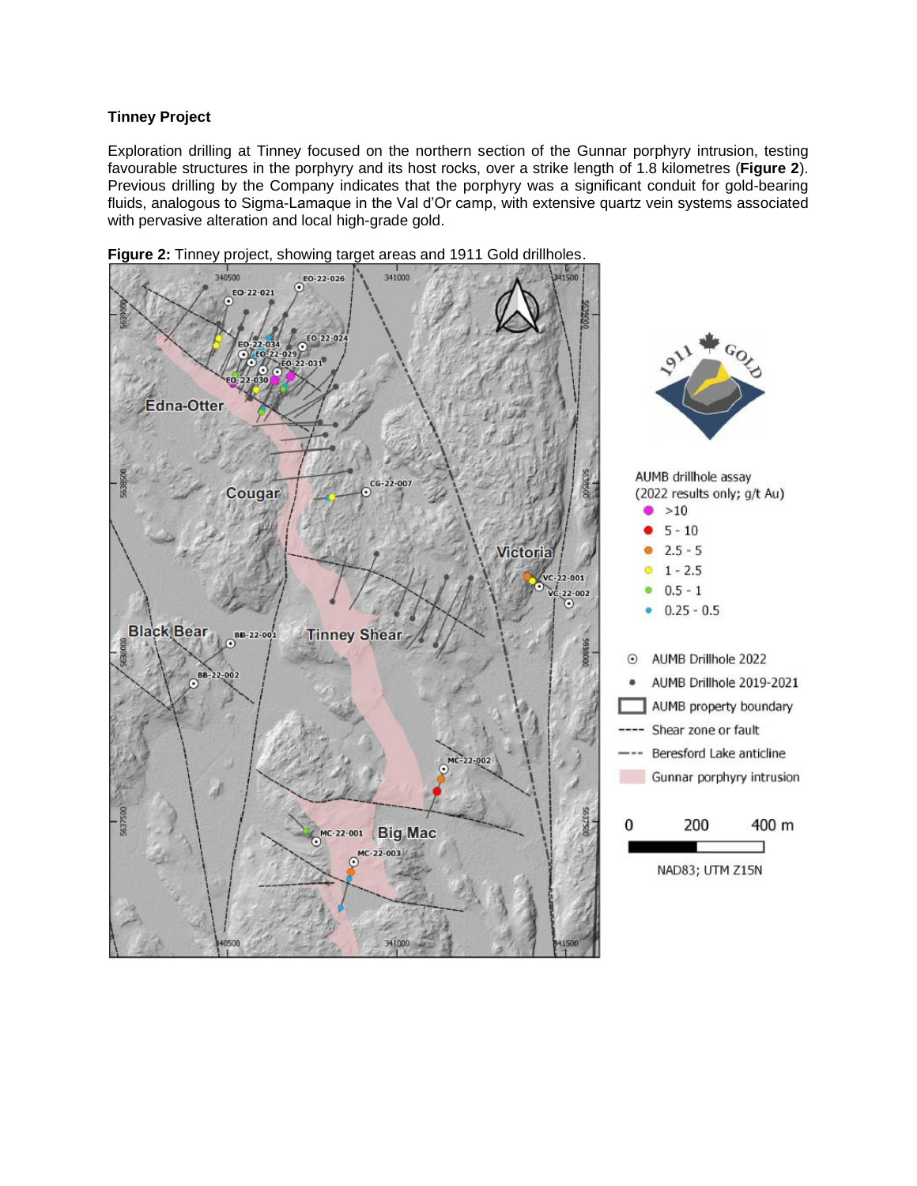**Tinney Project**

Exploration drilling at Tinney focused on the northern section of the Gunnar porphyry intrusion, testing favourable structures in the porphyry and its host rocks, over a strike length of 1.8 kilometres (**Figure 2**). Previous drilling by the Company indicates that the porphyry was a significant conduit for gold-bearing fluids, analogous to Sigma-Lamaque in the Val d'Or camp, with extensive quartz vein systems associated with pervasive alteration and local high-grade gold.

**Figure 2:** Tinney project, showing target areas and 1911 Gold drillholes.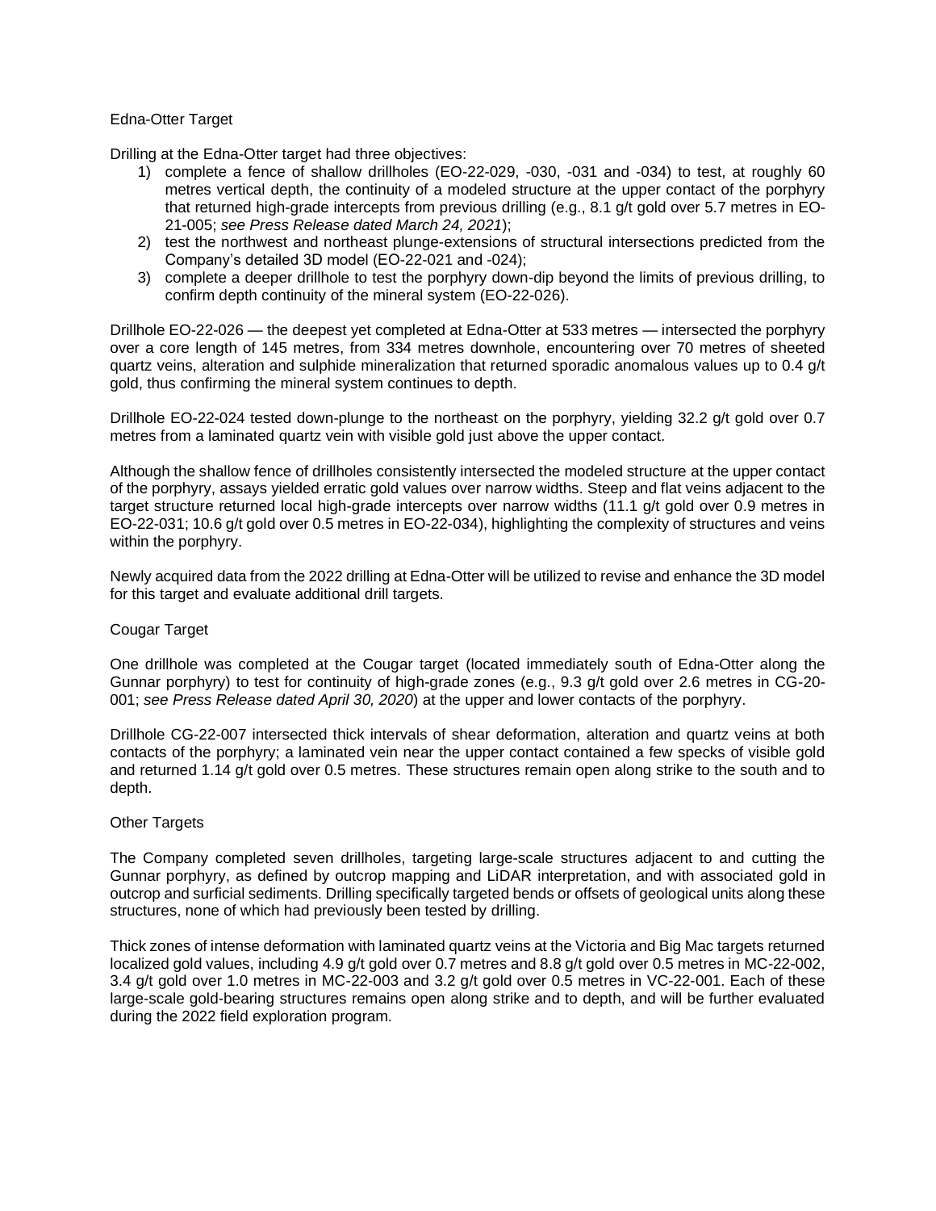## Edna-Otter Target

Drilling at the Edna-Otter target had three objectives:

1) complete a fence of shallow drillholes (EO-22-029, -030, -031 and -034) to test, at roughly 60 metres vertical depth, the continuity of a modeled structure at the upper contact of the porphyry that returned high-grade intercepts from previous drilling (e.g., 8.1 g/t gold over 5.7 metres in EO-21-005; *see Press Release dated March 24, 2021*);
2) test the northwest and northeast plunge-extensions of structural intersections predicted from the Company's detailed 3D model (EO-22-021 and -024);
3) complete a deeper drillhole to test the porphyry down-dip beyond the limits of previous drilling, to confirm depth continuity of the mineral system (EO-22-026).

Drillhole EO-22-026 — the deepest yet completed at Edna-Otter at 533 metres — intersected the porphyry over a core length of 145 metres, from 334 metres downhole, encountering over 70 metres of sheeted quartz veins, alteration and sulphide mineralization that returned sporadic anomalous values up to 0.4 g/t gold, thus confirming the mineral system continues to depth.

Drillhole EO-22-024 tested down-plunge to the northeast on the porphyry, yielding 32.2 g/t gold over 0.7 metres from a laminated quartz vein with visible gold just above the upper contact.

Although the shallow fence of drillholes consistently intersected the modeled structure at the upper contact of the porphyry, assays yielded erratic gold values over narrow widths. Steep and flat veins adjacent to the target structure returned local high-grade intercepts over narrow widths (11.1 g/t gold over 0.9 metres in EO-22-031; 10.6 g/t gold over 0.5 metres in EO-22-034), highlighting the complexity of structures and veins within the porphyry.

Newly acquired data from the 2022 drilling at Edna-Otter will be utilized to revise and enhance the 3D model for this target and evaluate additional drill targets.

## Cougar Target

One drillhole was completed at the Cougar target (located immediately south of Edna-Otter along the Gunnar porphyry) to test for continuity of high-grade zones (e.g., 9.3 g/t gold over 2.6 metres in CG-20-001; *see Press Release dated April 30, 2020*) at the upper and lower contacts of the porphyry.

Drillhole CG-22-007 intersected thick intervals of shear deformation, alteration and quartz veins at both contacts of the porphyry; a laminated vein near the upper contact contained a few specks of visible gold and returned 1.14 g/t gold over 0.5 metres. These structures remain open along strike to the south and to depth.

## Other Targets

The Company completed seven drillholes, targeting large-scale structures adjacent to and cutting the Gunnar porphyry, as defined by outcrop mapping and LiDAR interpretation, and with associated gold in outcrop and surficial sediments. Drilling specifically targeted bends or offsets of geological units along these structures, none of which had previously been tested by drilling.

Thick zones of intense deformation with laminated quartz veins at the Victoria and Big Mac targets returned localized gold values, including 4.9 g/t gold over 0.7 metres and 8.8 g/t gold over 0.5 metres in MC-22-002, 3.4 g/t gold over 1.0 metres in MC-22-003 and 3.2 g/t gold over 0.5 metres in VC-22-001. Each of these large-scale gold-bearing structures remains open along strike and to depth, and will be further evaluated during the 2022 field exploration program.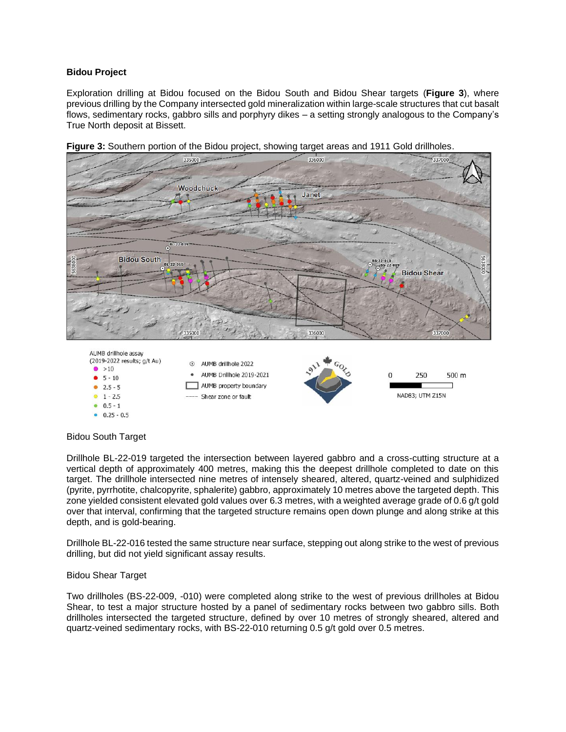**Bidou Project**

Exploration drilling at Bidou focused on the Bidou South and Bidou Shear targets (**Figure 3**), where previous drilling by the Company intersected gold mineralization within large-scale structures that cut basalt flows, sedimentary rocks, gabbro sills and porphyry dikes – a setting strongly analogous to the Company's True North deposit at Bissett.

**Figure 3:** Southern portion of the Bidou project, showing target areas and 1911 Gold drillholes.

Bidou South Target

Drillhole BL-22-019 targeted the intersection between layered gabbro and a cross-cutting structure at a vertical depth of approximately 400 metres, making this the deepest drillhole completed to date on this target. The drillhole intersected nine metres of intensely sheared, altered, quartz-veined and sulphidized (pyrite, pyrrhotite, chalcopyrite, sphalerite) gabbro, approximately 10 metres above the targeted depth. This zone yielded consistent elevated gold values over 6.3 metres, with a weighted average grade of 0.6 g/t gold over that interval, confirming that the targeted structure remains open down plunge and along strike at this depth, and is gold-bearing.

Drillhole BL-22-016 tested the same structure near surface, stepping out along strike to the west of previous drilling, but did not yield significant assay results.

Bidou Shear Target

Two drillholes (BS-22-009, -010) were completed along strike to the west of previous drillholes at Bidou Shear, to test a major structure hosted by a panel of sedimentary rocks between two gabbro sills. Both drillholes intersected the targeted structure, defined by over 10 metres of strongly sheared, altered and quartz-veined sedimentary rocks, with BS-22-010 returning 0.5 g/t gold over 0.5 metres.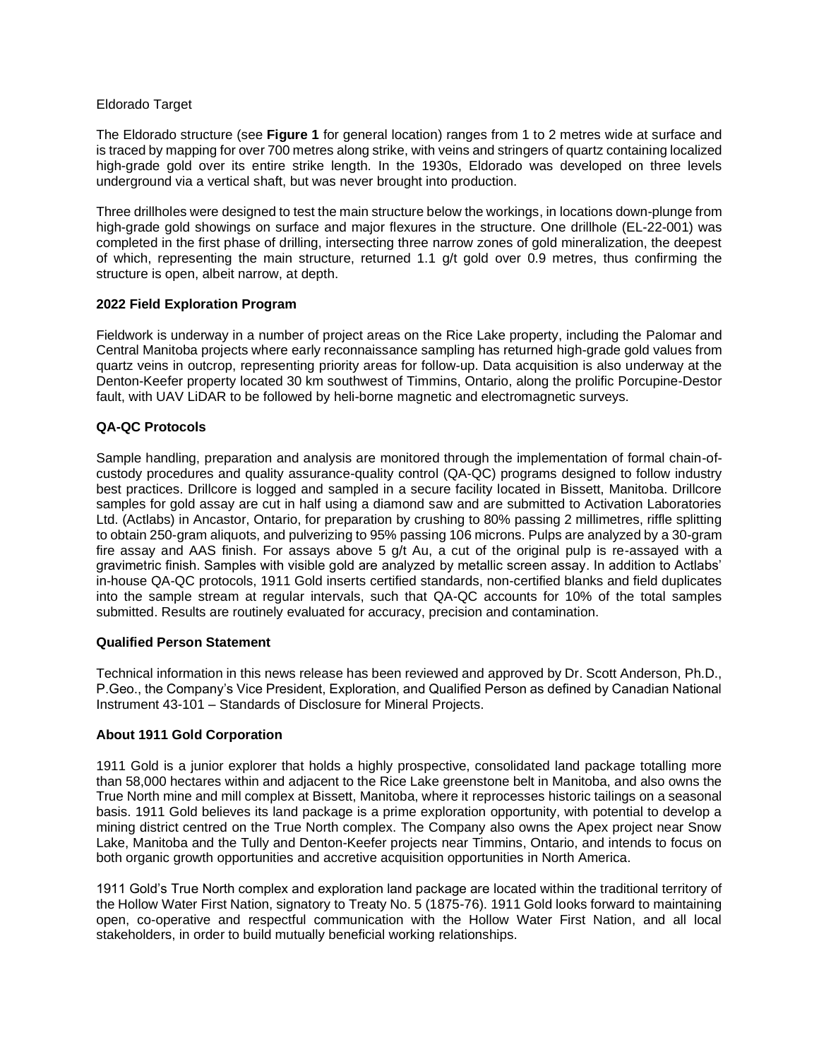Eldorado Target

The Eldorado structure (see **Figure 1** for general location) ranges from 1 to 2 metres wide at surface and is traced by mapping for over 700 metres along strike, with veins and stringers of quartz containing localized high-grade gold over its entire strike length. In the 1930s, Eldorado was developed on three levels underground via a vertical shaft, but was never brought into production.

Three drillholes were designed to test the main structure below the workings, in locations down-plunge from high-grade gold showings on surface and major flexures in the structure. One drillhole (EL-22-001) was completed in the first phase of drilling, intersecting three narrow zones of gold mineralization, the deepest of which, representing the main structure, returned 1.1 g/t gold over 0.9 metres, thus confirming the structure is open, albeit narrow, at depth.

**2022 Field Exploration Program**

Fieldwork is underway in a number of project areas on the Rice Lake property, including the Palomar and Central Manitoba projects where early reconnaissance sampling has returned high-grade gold values from quartz veins in outcrop, representing priority areas for follow-up. Data acquisition is also underway at the Denton-Keefer property located 30 km southwest of Timmins, Ontario, along the prolific Porcupine-Destor fault, with UAV LiDAR to be followed by heli-borne magnetic and electromagnetic surveys.

**QA-QC Protocols**

Sample handling, preparation and analysis are monitored through the implementation of formal chain-of-custody procedures and quality assurance-quality control (QA-QC) programs designed to follow industry best practices. Drillcore is logged and sampled in a secure facility located in Bissett, Manitoba. Drillcore samples for gold assay are cut in half using a diamond saw and are submitted to Activation Laboratories Ltd. (Actlabs) in Ancastor, Ontario, for preparation by crushing to 80% passing 2 millimetres, riffle splitting to obtain 250-gram aliquots, and pulverizing to 95% passing 106 microns. Pulps are analyzed by a 30-gram fire assay and AAS finish. For assays above 5 g/t Au, a cut of the original pulp is re-assayed with a gravimetric finish. Samples with visible gold are analyzed by metallic screen assay. In addition to Actlabs' in-house QA-QC protocols, 1911 Gold inserts certified standards, non-certified blanks and field duplicates into the sample stream at regular intervals, such that QA-QC accounts for 10% of the total samples submitted. Results are routinely evaluated for accuracy, precision and contamination.

**Qualified Person Statement**

Technical information in this news release has been reviewed and approved by Dr. Scott Anderson, Ph.D., P.Geo., the Company's Vice President, Exploration, and Qualified Person as defined by Canadian National Instrument 43-101 – Standards of Disclosure for Mineral Projects.

**About 1911 Gold Corporation**

1911 Gold is a junior explorer that holds a highly prospective, consolidated land package totalling more than 58,000 hectares within and adjacent to the Rice Lake greenstone belt in Manitoba, and also owns the True North mine and mill complex at Bissett, Manitoba, where it reprocesses historic tailings on a seasonal basis. 1911 Gold believes its land package is a prime exploration opportunity, with potential to develop a mining district centred on the True North complex. The Company also owns the Apex project near Snow Lake, Manitoba and the Tully and Denton-Keefer projects near Timmins, Ontario, and intends to focus on both organic growth opportunities and accretive acquisition opportunities in North America.

1911 Gold's True North complex and exploration land package are located within the traditional territory of the Hollow Water First Nation, signatory to Treaty No. 5 (1875-76). 1911 Gold looks forward to maintaining open, co-operative and respectful communication with the Hollow Water First Nation, and all local stakeholders, in order to build mutually beneficial working relationships.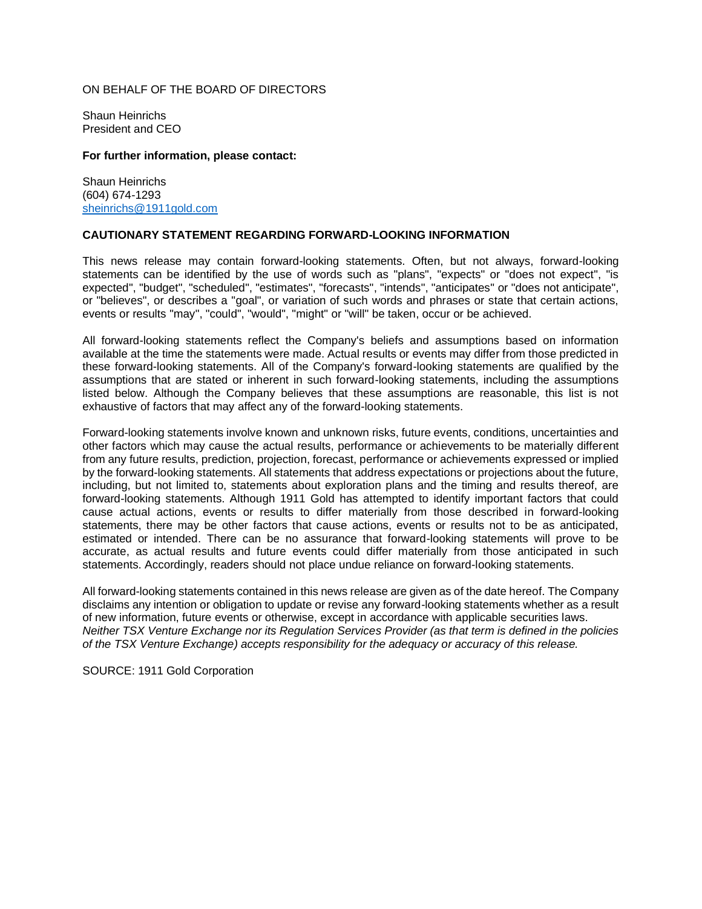ON BEHALF OF THE BOARD OF DIRECTORS

Shaun Heinrichs
President and CEO

**For further information, please contact:**

Shaun Heinrichs
(604) 674-1293
sheinrichs@1911gold.com

**CAUTIONARY STATEMENT REGARDING FORWARD-LOOKING INFORMATION**

This news release may contain forward-looking statements. Often, but not always, forward-looking statements can be identified by the use of words such as "plans", "expects" or "does not expect", "is expected", "budget", "scheduled", "estimates", "forecasts", "intends", "anticipates" or "does not anticipate", or "believes", or describes a "goal", or variation of such words and phrases or state that certain actions, events or results "may", "could", "would", "might" or "will" be taken, occur or be achieved.

All forward-looking statements reflect the Company's beliefs and assumptions based on information available at the time the statements were made. Actual results or events may differ from those predicted in these forward-looking statements. All of the Company's forward-looking statements are qualified by the assumptions that are stated or inherent in such forward-looking statements, including the assumptions listed below. Although the Company believes that these assumptions are reasonable, this list is not exhaustive of factors that may affect any of the forward-looking statements.

Forward-looking statements involve known and unknown risks, future events, conditions, uncertainties and other factors which may cause the actual results, performance or achievements to be materially different from any future results, prediction, projection, forecast, performance or achievements expressed or implied by the forward-looking statements. All statements that address expectations or projections about the future, including, but not limited to, statements about exploration plans and the timing and results thereof, are forward-looking statements. Although 1911 Gold has attempted to identify important factors that could cause actual actions, events or results to differ materially from those described in forward-looking statements, there may be other factors that cause actions, events or results not to be as anticipated, estimated or intended. There can be no assurance that forward-looking statements will prove to be accurate, as actual results and future events could differ materially from those anticipated in such statements. Accordingly, readers should not place undue reliance on forward-looking statements.

All forward-looking statements contained in this news release are given as of the date hereof. The Company disclaims any intention or obligation to update or revise any forward-looking statements whether as a result of new information, future events or otherwise, except in accordance with applicable securities laws.
*Neither TSX Venture Exchange nor its Regulation Services Provider (as that term is defined in the policies of the TSX Venture Exchange) accepts responsibility for the adequacy or accuracy of this release.*

SOURCE: 1911 Gold Corporation